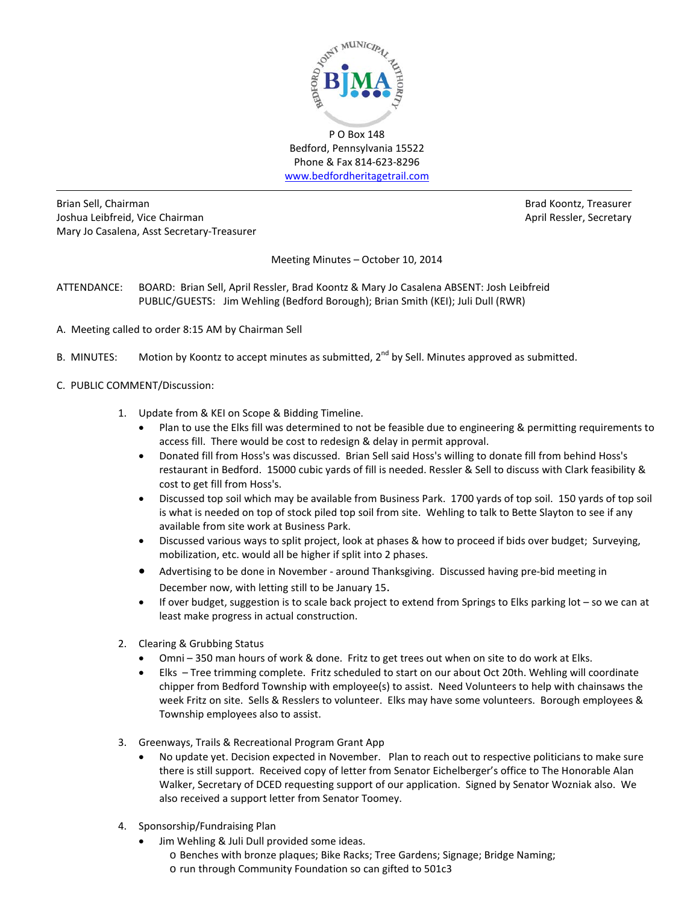P O Box 148
Bedford, Pennsylvania 15522
Phone & Fax 814-623-8296
www.bedfordheritagetrail.com

Brian Sell, Chairman
Joshua Leibfreid, Vice Chairman
Mary Jo Casalena, Asst Secretary-Treasurer

Brad Koontz, Treasurer
April Ressler, Secretary

Meeting Minutes – October 10, 2014

ATTENDANCE: BOARD: Brian Sell, April Ressler, Brad Koontz & Mary Jo Casalena ABSENT: Josh Leibfreid
PUBLIC/GUESTS: Jim Wehling (Bedford Borough); Brian Smith (KEI); Juli Dull (RWR)

A. Meeting called to order 8:15 AM by Chairman Sell

B. MINUTES: Motion by Koontz to accept minutes as submitted, 2nd by Sell. Minutes approved as submitted.

C. PUBLIC COMMENT/Discussion:

1. Update from & KEI on Scope & Bidding Timeline.
   - Plan to use the Elks fill was determined to not be feasible due to engineering & permitting requirements to access fill. There would be cost to redesign & delay in permit approval.
   - Donated fill from Hoss's was discussed. Brian Sell said Hoss's willing to donate fill from behind Hoss's restaurant in Bedford. 15000 cubic yards of fill is needed. Ressler & Sell to discuss with Clark feasibility & cost to get fill from Hoss's.
   - Discussed top soil which may be available from Business Park. 1700 yards of top soil. 150 yards of top soil is what is needed on top of stock piled top soil from site. Wehling to talk to Bette Slayton to see if any available from site work at Business Park.
   - Discussed various ways to split project, look at phases & how to proceed if bids over budget; Surveying, mobilization, etc. would all be higher if split into 2 phases.
   - Advertising to be done in November - around Thanksgiving. Discussed having pre-bid meeting in December now, with letting still to be January 15.
   - If over budget, suggestion is to scale back project to extend from Springs to Elks parking lot – so we can at least make progress in actual construction.

2. Clearing & Grubbing Status
   - Omni – 350 man hours of work & done. Fritz to get trees out when on site to do work at Elks.
   - Elks – Tree trimming complete. Fritz scheduled to start on our about Oct 20th. Wehling will coordinate chipper from Bedford Township with employee(s) to assist. Need Volunteers to help with chainsaws the week Fritz on site. Sells & Resslers to volunteer. Elks may have some volunteers. Borough employees & Township employees also to assist.

3. Greenways, Trails & Recreational Program Grant App
   - No update yet. Decision expected in November. Plan to reach out to respective politicians to make sure there is still support. Received copy of letter from Senator Eichelberger's office to The Honorable Alan Walker, Secretary of DCED requesting support of our application. Signed by Senator Wozniak also. We also received a support letter from Senator Toomey.

4. Sponsorship/Fundraising Plan
   - Jim Wehling & Juli Dull provided some ideas.
     - Benches with bronze plaques; Bike Racks; Tree Gardens; Signage; Bridge Naming;
     - run through Community Foundation so can gifted to 501c3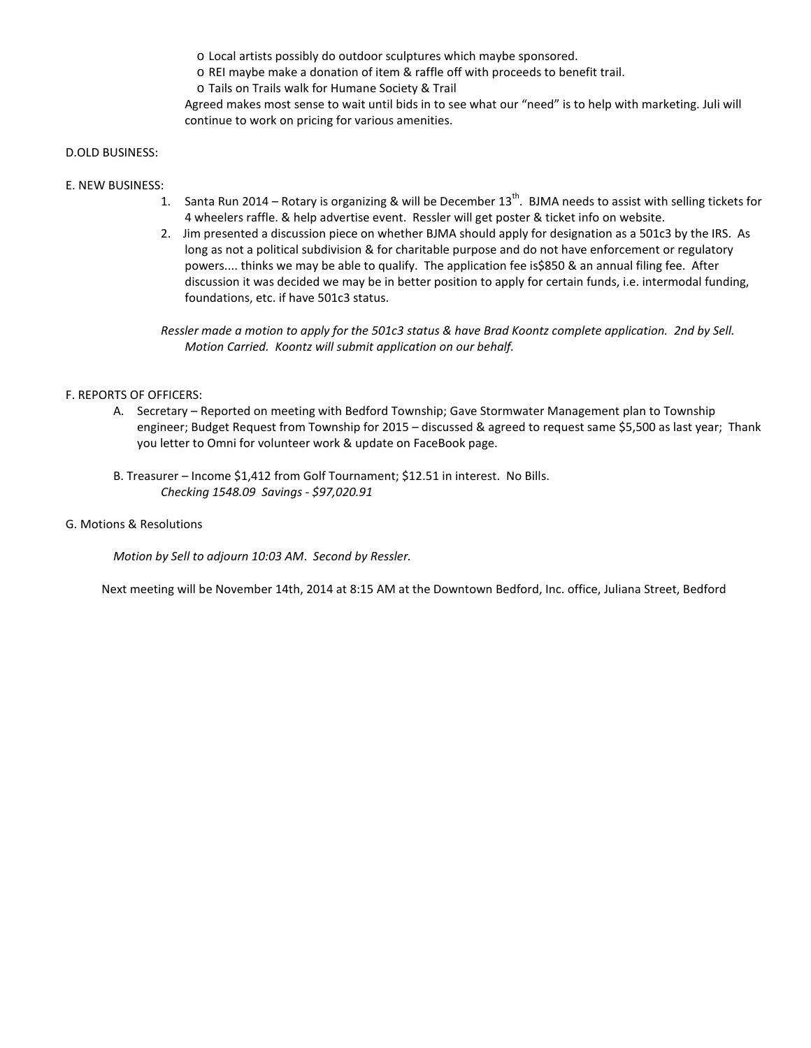- Local artists possibly do outdoor sculptures which maybe sponsored.
- REI maybe make a donation of item & raffle off with proceeds to benefit trail.
- Tails on Trails walk for Humane Society & Trail

Agreed makes most sense to wait until bids in to see what our "need" is to help with marketing. Juli will continue to work on pricing for various amenities.

D.OLD BUSINESS:

E. NEW BUSINESS:

1. Santa Run 2014 – Rotary is organizing & will be December 13th. BJMA needs to assist with selling tickets for 4 wheelers raffle. & help advertise event. Ressler will get poster & ticket info on website.
2. Jim presented a discussion piece on whether BJMA should apply for designation as a 501c3 by the IRS. As long as not a political subdivision & for charitable purpose and do not have enforcement or regulatory powers.... thinks we may be able to qualify. The application fee is$850 & an annual filing fee. After discussion it was decided we may be in better position to apply for certain funds, i.e. intermodal funding, foundations, etc. if have 501c3 status.

*Ressler made a motion to apply for the 501c3 status & have Brad Koontz complete application. 2nd by Sell. Motion Carried. Koontz will submit application on our behalf.*

F. REPORTS OF OFFICERS:

A. Secretary – Reported on meeting with Bedford Township; Gave Stormwater Management plan to Township engineer; Budget Request from Township for 2015 – discussed & agreed to request same $5,500 as last year; Thank you letter to Omni for volunteer work & update on FaceBook page.

B. Treasurer – Income $1,412 from Golf Tournament; $12.51 in interest. No Bills.

*Checking 1548.09 Savings - $97,020.91*

G. Motions & Resolutions

*Motion by Sell to adjourn 10:03 AM. Second by Ressler.*

Next meeting will be November 14th, 2014 at 8:15 AM at the Downtown Bedford, Inc. office, Juliana Street, Bedford